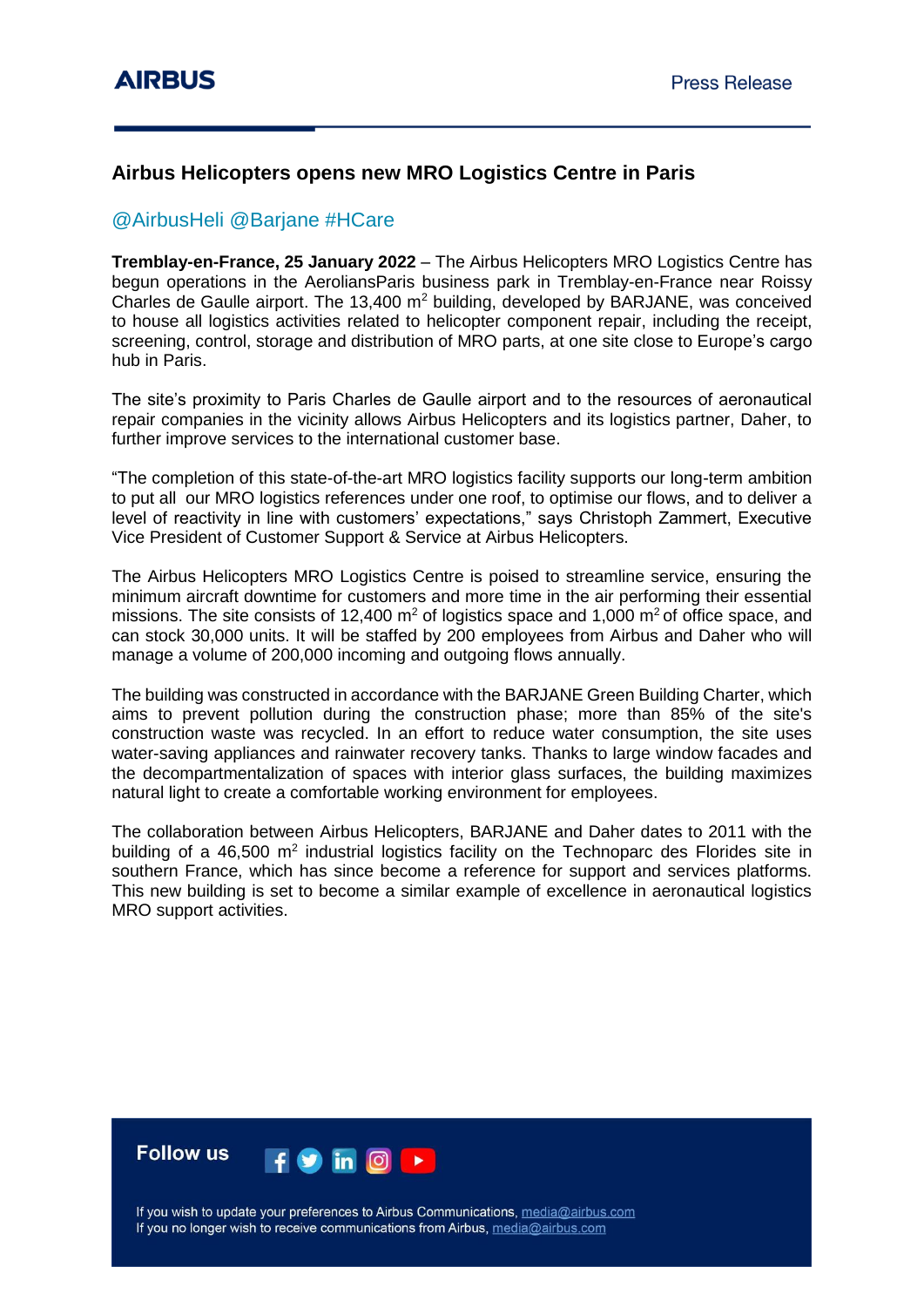# Airbus Helicopters opens new MRO Logistics Centre in Paris

@AirbusHeli @Barjane #HCare

**Tremblay-en-France, 25 January 2022** – The Airbus Helicopters MRO Logistics Centre has begun operations in the AeroliansParis business park in Tremblay-en-France near Roissy Charles de Gaulle airport. The 13,400 m$^2$ building, developed by BARJANE, was conceived to house all logistics activities related to helicopter component repair, including the receipt, screening, control, storage and distribution of MRO parts, at one site close to Europe's cargo hub in Paris.

The site's proximity to Paris Charles de Gaulle airport and to the resources of aeronautical repair companies in the vicinity allows Airbus Helicopters and its logistics partner, Daher, to further improve services to the international customer base.

"The completion of this state-of-the-art MRO logistics facility supports our long-term ambition to put all our MRO logistics references under one roof, to optimise our flows, and to deliver a level of reactivity in line with customers' expectations," says Christoph Zammert, Executive Vice President of Customer Support & Service at Airbus Helicopters.

The Airbus Helicopters MRO Logistics Centre is poised to streamline service, ensuring the minimum aircraft downtime for customers and more time in the air performing their essential missions. The site consists of 12,400 m$^2$ of logistics space and 1,000 m$^2$ of office space, and can stock 30,000 units. It will be staffed by 200 employees from Airbus and Daher who will manage a volume of 200,000 incoming and outgoing flows annually.

The building was constructed in accordance with the BARJANE Green Building Charter, which aims to prevent pollution during the construction phase; more than 85% of the site's construction waste was recycled. In an effort to reduce water consumption, the site uses water-saving appliances and rainwater recovery tanks. Thanks to large window facades and the decompartmentalization of spaces with interior glass surfaces, the building maximizes natural light to create a comfortable working environment for employees.

The collaboration between Airbus Helicopters, BARJANE and Daher dates to 2011 with the building of a 46,500 m$^2$ industrial logistics facility on the Technoparc des Florides site in southern France, which has since become a reference for support and services platforms. This new building is set to become a similar example of excellence in aeronautical logistics MRO support activities.

**Follow us**

If you wish to update your preferences to Airbus Communications, media@airbus.com
If you no longer wish to receive communications from Airbus, media@airbus.com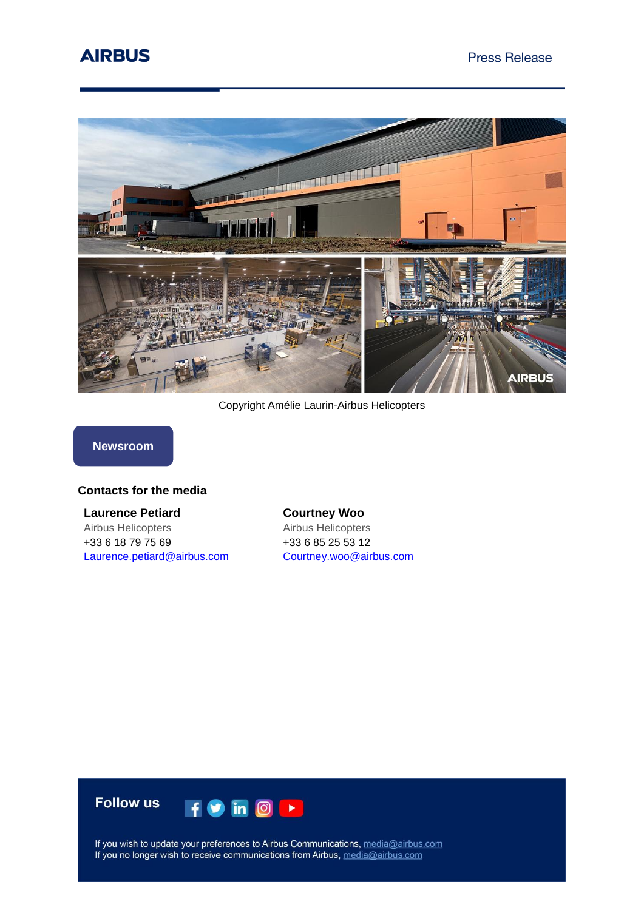Copyright Amélie Laurin-Airbus Helicopters

Newsroom

**Contacts for the media**

**Laurence Petiard**
Airbus Helicopters
+33 6 18 79 75 69
Laurence.petiard@airbus.com

**Courtney Woo**
Airbus Helicopters
+33 6 85 25 53 12
Courtney.woo@airbus.com

**Follow us**

If you wish to update your preferences to Airbus Communications, media@airbus.com
If you no longer wish to receive communications from Airbus, media@airbus.com